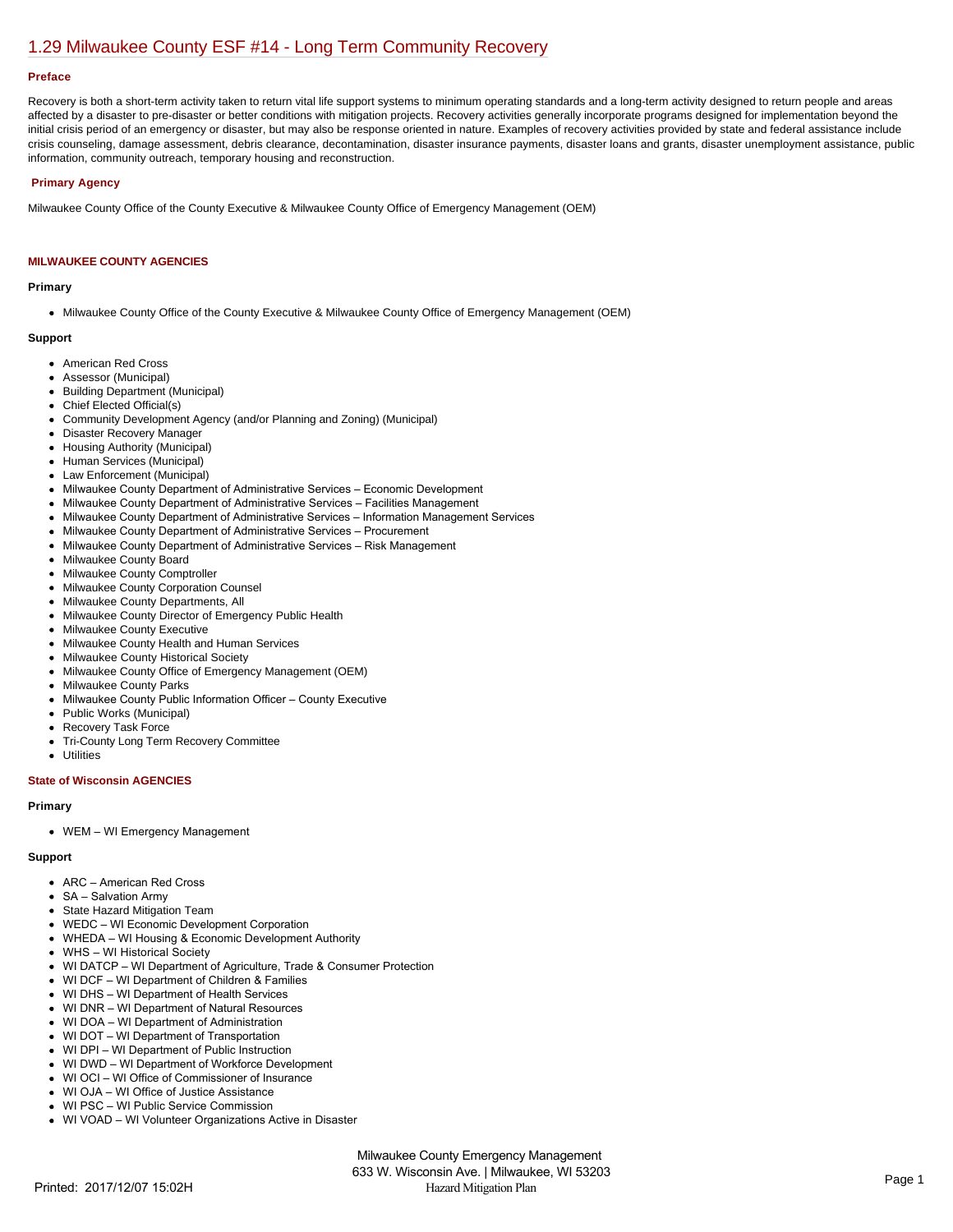# 1.29 Milwaukee County ESF #14 - Long Term Community Recovery

### Preface

Recovery is both a short-term activity taken to return vital life support systems to minimum operating standards and a long-term activity designed to return people and areas affected by a disaster to pre-disaster or better conditions with mitigation projects. Recovery activities generally incorporate programs designed for implementation beyond the initial crisis period of an emergency or disaster, but may also be response oriented in nature. Examples of recovery activities provided by state and federal assistance include crisis counseling, damage assessment, debris clearance, decontamination, disaster insurance payments, disaster loans and grants, disaster unemployment assistance, public information, community outreach, temporary housing and reconstruction.

### Primary Agency

Milwaukee County Office of the County Executive & Milwaukee County Office of Emergency Management (OEM)

### MILWAUKEE COUNTY AGENCIES

**Primary**

- Milwaukee County Office of the County Executive & Milwaukee County Office of Emergency Management (OEM)

**Support**

- American Red Cross
- Assessor (Municipal)
- Building Department (Municipal)
- Chief Elected Official(s)
- Community Development Agency (and/or Planning and Zoning) (Municipal)
- Disaster Recovery Manager
- Housing Authority (Municipal)
- Human Services (Municipal)
- Law Enforcement (Municipal)
- Milwaukee County Department of Administrative Services – Economic Development
- Milwaukee County Department of Administrative Services – Facilities Management
- Milwaukee County Department of Administrative Services – Information Management Services
- Milwaukee County Department of Administrative Services – Procurement
- Milwaukee County Department of Administrative Services – Risk Management
- Milwaukee County Board
- Milwaukee County Comptroller
- Milwaukee County Corporation Counsel
- Milwaukee County Departments, All
- Milwaukee County Director of Emergency Public Health
- Milwaukee County Executive
- Milwaukee County Health and Human Services
- Milwaukee County Historical Society
- Milwaukee County Office of Emergency Management (OEM)
- Milwaukee County Parks
- Milwaukee County Public Information Officer – County Executive
- Public Works (Municipal)
- Recovery Task Force
- Tri-County Long Term Recovery Committee
- Utilities

### State of Wisconsin AGENCIES

**Primary**

- WEM – WI Emergency Management

**Support**

- ARC – American Red Cross
- SA – Salvation Army
- State Hazard Mitigation Team
- WEDC – WI Economic Development Corporation
- WHEDA – WI Housing & Economic Development Authority
- WHS – WI Historical Society
- WI DATCP – WI Department of Agriculture, Trade & Consumer Protection
- WI DCF – WI Department of Children & Families
- WI DHS – WI Department of Health Services
- WI DNR – WI Department of Natural Resources
- WI DOA – WI Department of Administration
- WI DOT – WI Department of Transportation
- WI DPI – WI Department of Public Instruction
- WI DWD – WI Department of Workforce Development
- WI OCI – WI Office of Commissioner of Insurance
- WI OJA – WI Office of Justice Assistance
- WI PSC – WI Public Service Commission
- WI VOAD – WI Volunteer Organizations Active in Disaster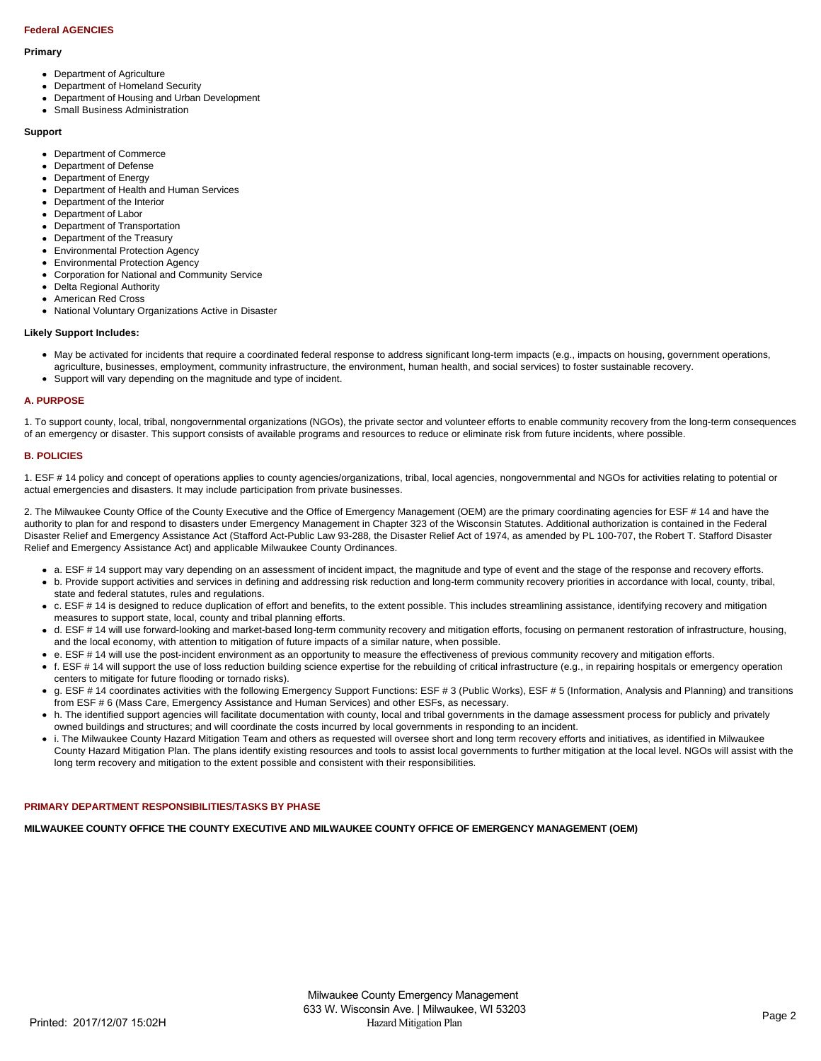**Federal AGENCIES**

**Primary**

- Department of Agriculture
- Department of Homeland Security
- Department of Housing and Urban Development
- Small Business Administration

**Support**

- Department of Commerce
- Department of Defense
- Department of Energy
- Department of Health and Human Services
- Department of the Interior
- Department of Labor
- Department of Transportation
- Department of the Treasury
- Environmental Protection Agency
- Environmental Protection Agency
- Corporation for National and Community Service
- Delta Regional Authority
- American Red Cross
- National Voluntary Organizations Active in Disaster

**Likely Support Includes:**

- May be activated for incidents that require a coordinated federal response to address significant long-term impacts (e.g., impacts on housing, government operations, agriculture, businesses, employment, community infrastructure, the environment, human health, and social services) to foster sustainable recovery.
- Support will vary depending on the magnitude and type of incident.

## A. PURPOSE

1. To support county, local, tribal, nongovernmental organizations (NGOs), the private sector and volunteer efforts to enable community recovery from the long-term consequences of an emergency or disaster. This support consists of available programs and resources to reduce or eliminate risk from future incidents, where possible.

## B. POLICIES

1. ESF # 14 policy and concept of operations applies to county agencies/organizations, tribal, local agencies, nongovernmental and NGOs for activities relating to potential or actual emergencies and disasters. It may include participation from private businesses.

2. The Milwaukee County Office of the County Executive and the Office of Emergency Management (OEM) are the primary coordinating agencies for ESF # 14 and have the authority to plan for and respond to disasters under Emergency Management in Chapter 323 of the Wisconsin Statutes. Additional authorization is contained in the Federal Disaster Relief and Emergency Assistance Act (Stafford Act-Public Law 93-288, the Disaster Relief Act of 1974, as amended by PL 100-707, the Robert T. Stafford Disaster Relief and Emergency Assistance Act) and applicable Milwaukee County Ordinances.

- a. ESF # 14 support may vary depending on an assessment of incident impact, the magnitude and type of event and the stage of the response and recovery efforts.
- b. Provide support activities and services in defining and addressing risk reduction and long-term community recovery priorities in accordance with local, county, tribal, state and federal statutes, rules and regulations.
- c. ESF # 14 is designed to reduce duplication of effort and benefits, to the extent possible. This includes streamlining assistance, identifying recovery and mitigation measures to support state, local, county and tribal planning efforts.
- d. ESF # 14 will use forward-looking and market-based long-term community recovery and mitigation efforts, focusing on permanent restoration of infrastructure, housing, and the local economy, with attention to mitigation of future impacts of a similar nature, when possible.
- e. ESF # 14 will use the post-incident environment as an opportunity to measure the effectiveness of previous community recovery and mitigation efforts.
- f. ESF # 14 will support the use of loss reduction building science expertise for the rebuilding of critical infrastructure (e.g., in repairing hospitals or emergency operation centers to mitigate for future flooding or tornado risks).
- g. ESF # 14 coordinates activities with the following Emergency Support Functions: ESF # 3 (Public Works), ESF # 5 (Information, Analysis and Planning) and transitions from ESF # 6 (Mass Care, Emergency Assistance and Human Services) and other ESFs, as necessary.
- h. The identified support agencies will facilitate documentation with county, local and tribal governments in the damage assessment process for publicly and privately owned buildings and structures; and will coordinate the costs incurred by local governments in responding to an incident.
- i. The Milwaukee County Hazard Mitigation Team and others as requested will oversee short and long term recovery efforts and initiatives, as identified in Milwaukee County Hazard Mitigation Plan. The plans identify existing resources and tools to assist local governments to further mitigation at the local level. NGOs will assist with the long term recovery and mitigation to the extent possible and consistent with their responsibilities.

## PRIMARY DEPARTMENT RESPONSIBILITIES/TASKS BY PHASE

**MILWAUKEE COUNTY OFFICE THE COUNTY EXECUTIVE AND MILWAUKEE COUNTY OFFICE OF EMERGENCY MANAGEMENT (OEM)**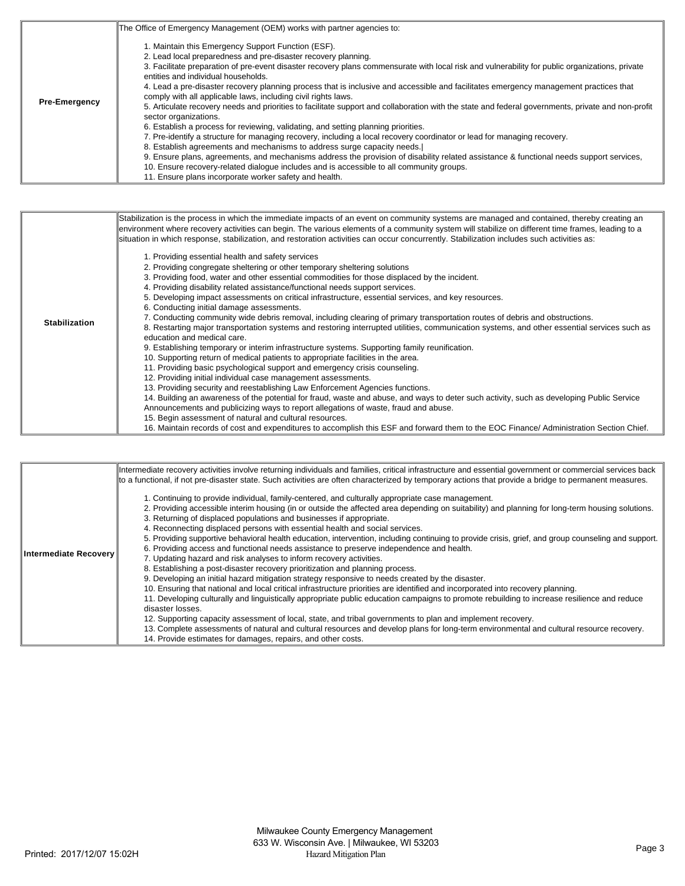| | |
|---|---|
| **Pre-Emergency** | The Office of Emergency Management (OEM) works with partner agencies to:<br><br>1. Maintain this Emergency Support Function (ESF).<br>2. Lead local preparedness and pre-disaster recovery planning.<br>3. Facilitate preparation of pre-event disaster recovery plans commensurate with local risk and vulnerability for public organizations, private entities and individual households.<br>4. Lead a pre-disaster recovery planning process that is inclusive and accessible and facilitates emergency management practices that comply with all applicable laws, including civil rights laws.<br>5. Articulate recovery needs and priorities to facilitate support and collaboration with the state and federal governments, private and non-profit sector organizations.<br>6. Establish a process for reviewing, validating, and setting planning priorities.<br>7. Pre-identify a structure for managing recovery, including a local recovery coordinator or lead for managing recovery.<br>8. Establish agreements and mechanisms to address surge capacity needs.\|<br>9. Ensure plans, agreements, and mechanisms address the provision of disability related assistance & functional needs support services,<br>10. Ensure recovery-related dialogue includes and is accessible to all community groups.<br>11. Ensure plans incorporate worker safety and health. |

| | |
|---|---|
| **Stabilization** | Stabilization is the process in which the immediate impacts of an event on community systems are managed and contained, thereby creating an environment where recovery activities can begin. The various elements of a community system will stabilize on different time frames, leading to a situation in which response, stabilization, and restoration activities can occur concurrently. Stabilization includes such activities as:<br><br>1. Providing essential health and safety services<br>2. Providing congregate sheltering or other temporary sheltering solutions<br>3. Providing food, water and other essential commodities for those displaced by the incident.<br>4. Providing disability related assistance/functional needs support services.<br>5. Developing impact assessments on critical infrastructure, essential services, and key resources.<br>6. Conducting initial damage assessments.<br>7. Conducting community wide debris removal, including clearing of primary transportation routes of debris and obstructions.<br>8. Restarting major transportation systems and restoring interrupted utilities, communication systems, and other essential services such as education and medical care.<br>9. Establishing temporary or interim infrastructure systems. Supporting family reunification.<br>10. Supporting return of medical patients to appropriate facilities in the area.<br>11. Providing basic psychological support and emergency crisis counseling.<br>12. Providing initial individual case management assessments.<br>13. Providing security and reestablishing Law Enforcement Agencies functions.<br>14. Building an awareness of the potential for fraud, waste and abuse, and ways to deter such activity, such as developing Public Service Announcements and publicizing ways to report allegations of waste, fraud and abuse.<br>15. Begin assessment of natural and cultural resources.<br>16. Maintain records of cost and expenditures to accomplish this ESF and forward them to the EOC Finance/ Administration Section Chief. |

| | |
|---|---|
| **Intermediate Recovery** | Intermediate recovery activities involve returning individuals and families, critical infrastructure and essential government or commercial services back to a functional, if not pre-disaster state. Such activities are often characterized by temporary actions that provide a bridge to permanent measures.<br><br>1. Continuing to provide individual, family-centered, and culturally appropriate case management.<br>2. Providing accessible interim housing (in or outside the affected area depending on suitability) and planning for long-term housing solutions.<br>3. Returning of displaced populations and businesses if appropriate.<br>4. Reconnecting displaced persons with essential health and social services.<br>5. Providing supportive behavioral health education, intervention, including continuing to provide crisis, grief, and group counseling and support.<br>6. Providing access and functional needs assistance to preserve independence and health.<br>7. Updating hazard and risk analyses to inform recovery activities.<br>8. Establishing a post-disaster recovery prioritization and planning process.<br>9. Developing an initial hazard mitigation strategy responsive to needs created by the disaster.<br>10. Ensuring that national and local critical infrastructure priorities are identified and incorporated into recovery planning.<br>11. Developing culturally and linguistically appropriate public education campaigns to promote rebuilding to increase resilience and reduce disaster losses.<br>12. Supporting capacity assessment of local, state, and tribal governments to plan and implement recovery.<br>13. Complete assessments of natural and cultural resources and develop plans for long-term environmental and cultural resource recovery.<br>14. Provide estimates for damages, repairs, and other costs. |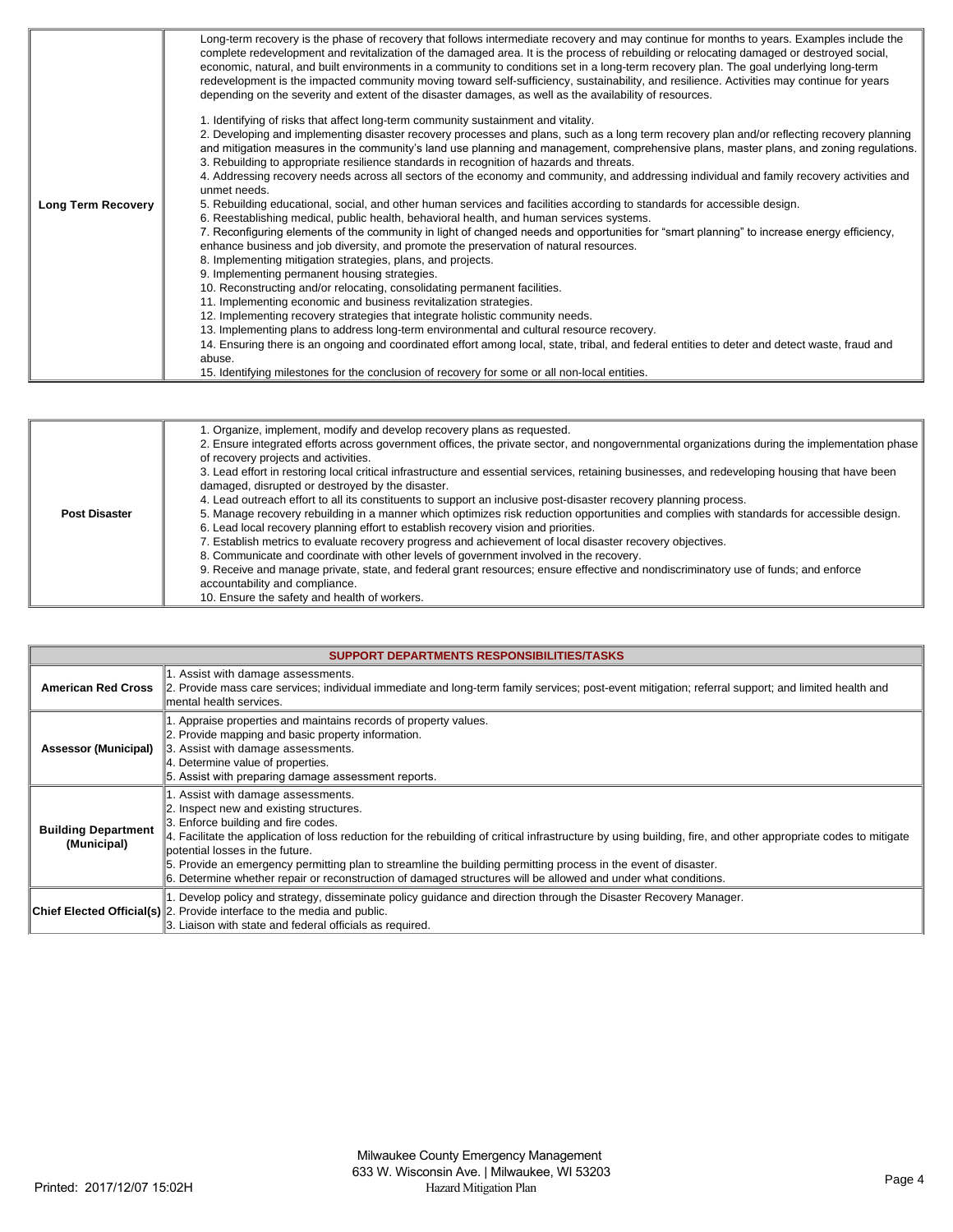| | |
|---|---|
| **Long Term Recovery** | Long-term recovery is the phase of recovery that follows intermediate recovery and may continue for months to years. Examples include the complete redevelopment and revitalization of the damaged area. It is the process of rebuilding or relocating damaged or destroyed social, economic, natural, and built environments in a community to conditions set in a long-term recovery plan. The goal underlying long-term redevelopment is the impacted community moving toward self-sufficiency, sustainability, and resilience. Activities may continue for years depending on the severity and extent of the disaster damages, as well as the availability of resources.<br><br>1. Identifying of risks that affect long-term community sustainment and vitality.<br>2. Developing and implementing disaster recovery processes and plans, such as a long term recovery plan and/or reflecting recovery planning and mitigation measures in the community's land use planning and management, comprehensive plans, master plans, and zoning regulations.<br>3. Rebuilding to appropriate resilience standards in recognition of hazards and threats.<br>4. Addressing recovery needs across all sectors of the economy and community, and addressing individual and family recovery activities and unmet needs.<br>5. Rebuilding educational, social, and other human services and facilities according to standards for accessible design.<br>6. Reestablishing medical, public health, behavioral health, and human services systems.<br>7. Reconfiguring elements of the community in light of changed needs and opportunities for "smart planning" to increase energy efficiency, enhance business and job diversity, and promote the preservation of natural resources.<br>8. Implementing mitigation strategies, plans, and projects.<br>9. Implementing permanent housing strategies.<br>10. Reconstructing and/or relocating, consolidating permanent facilities.<br>11. Implementing economic and business revitalization strategies.<br>12. Implementing recovery strategies that integrate holistic community needs.<br>13. Implementing plans to address long-term environmental and cultural resource recovery.<br>14. Ensuring there is an ongoing and coordinated effort among local, state, tribal, and federal entities to deter and detect waste, fraud and abuse.<br>15. Identifying milestones for the conclusion of recovery for some or all non-local entities. |

| | |
|---|---|
| **Post Disaster** | 1. Organize, implement, modify and develop recovery plans as requested.<br>2. Ensure integrated efforts across government offices, the private sector, and nongovernmental organizations during the implementation phase of recovery projects and activities.<br>3. Lead effort in restoring local critical infrastructure and essential services, retaining businesses, and redeveloping housing that have been damaged, disrupted or destroyed by the disaster.<br>4. Lead outreach effort to all its constituents to support an inclusive post-disaster recovery planning process.<br>5. Manage recovery rebuilding in a manner which optimizes risk reduction opportunities and complies with standards for accessible design.<br>6. Lead local recovery planning effort to establish recovery vision and priorities.<br>7. Establish metrics to evaluate recovery progress and achievement of local disaster recovery objectives.<br>8. Communicate and coordinate with other levels of government involved in the recovery.<br>9. Receive and manage private, state, and federal grant resources; ensure effective and nondiscriminatory use of funds; and enforce accountability and compliance.<br>10. Ensure the safety and health of workers. |

| SUPPORT DEPARTMENTS RESPONSIBILITIES/TASKS | |
|---|---|
| **American Red Cross** | 1. Assist with damage assessments.<br>2. Provide mass care services; individual immediate and long-term family services; post-event mitigation; referral support; and limited health and mental health services. |
| **Assessor (Municipal)** | 1. Appraise properties and maintains records of property values.<br>2. Provide mapping and basic property information.<br>3. Assist with damage assessments.<br>4. Determine value of properties.<br>5. Assist with preparing damage assessment reports. |
| **Building Department (Municipal)** | 1. Assist with damage assessments.<br>2. Inspect new and existing structures.<br>3. Enforce building and fire codes.<br>4. Facilitate the application of loss reduction for the rebuilding of critical infrastructure by using building, fire, and other appropriate codes to mitigate potential losses in the future.<br>5. Provide an emergency permitting plan to streamline the building permitting process in the event of disaster.<br>6. Determine whether repair or reconstruction of damaged structures will be allowed and under what conditions. |
| **Chief Elected Official(s)** | 1. Develop policy and strategy, disseminate policy guidance and direction through the Disaster Recovery Manager.<br>2. Provide interface to the media and public.<br>3. Liaison with state and federal officials as required. |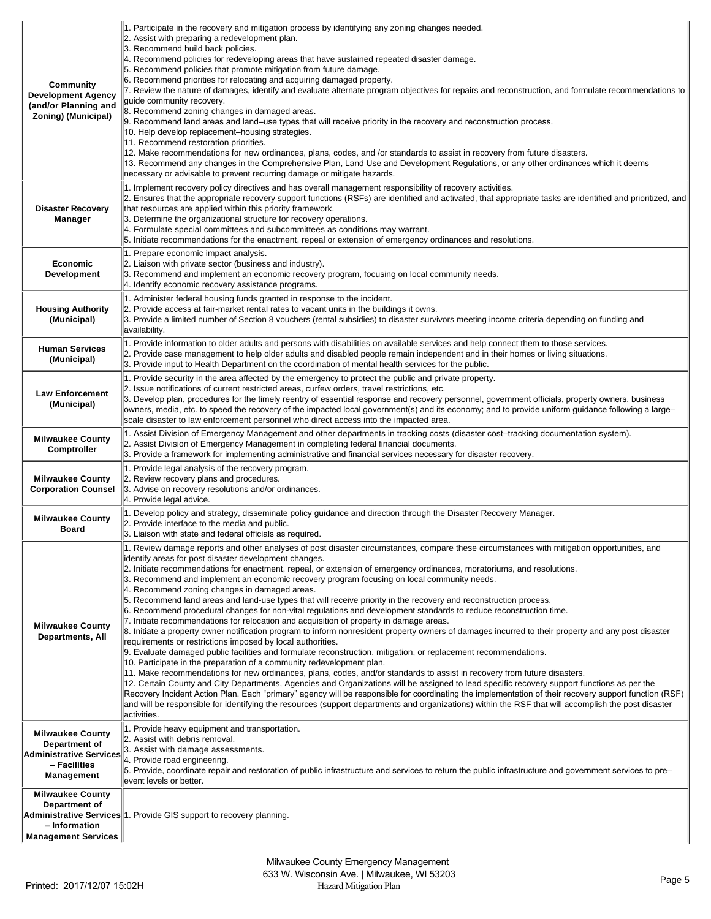| | |
|---|---|
| **Community Development Agency (and/or Planning and Zoning) (Municipal)** | 1. Participate in the recovery and mitigation process by identifying any zoning changes needed.<br>2. Assist with preparing a redevelopment plan.<br>3. Recommend build back policies.<br>4. Recommend policies for redeveloping areas that have sustained repeated disaster damage.<br>5. Recommend policies that promote mitigation from future damage.<br>6. Recommend priorities for relocating and acquiring damaged property.<br>7. Review the nature of damages, identify and evaluate alternate program objectives for repairs and reconstruction, and formulate recommendations to guide community recovery.<br>8. Recommend zoning changes in damaged areas.<br>9. Recommend land areas and land–use types that will receive priority in the recovery and reconstruction process.<br>10. Help develop replacement–housing strategies.<br>11. Recommend restoration priorities.<br>12. Make recommendations for new ordinances, plans, codes, and /or standards to assist in recovery from future disasters.<br>13. Recommend any changes in the Comprehensive Plan, Land Use and Development Regulations, or any other ordinances which it deems necessary or advisable to prevent recurring damage or mitigate hazards. |
| **Disaster Recovery Manager** | 1. Implement recovery policy directives and has overall management responsibility of recovery activities.<br>2. Ensures that the appropriate recovery support functions (RSFs) are identified and activated, that appropriate tasks are identified and prioritized, and that resources are applied within this priority framework.<br>3. Determine the organizational structure for recovery operations.<br>4. Formulate special committees and subcommittees as conditions may warrant.<br>5. Initiate recommendations for the enactment, repeal or extension of emergency ordinances and resolutions. |
| **Economic Development** | 1. Prepare economic impact analysis.<br>2. Liaison with private sector (business and industry).<br>3. Recommend and implement an economic recovery program, focusing on local community needs.<br>4. Identify economic recovery assistance programs. |
| **Housing Authority (Municipal)** | 1. Administer federal housing funds granted in response to the incident.<br>2. Provide access at fair-market rental rates to vacant units in the buildings it owns.<br>3. Provide a limited number of Section 8 vouchers (rental subsidies) to disaster survivors meeting income criteria depending on funding and availability. |
| **Human Services (Municipal)** | 1. Provide information to older adults and persons with disabilities on available services and help connect them to those services.<br>2. Provide case management to help older adults and disabled people remain independent and in their homes or living situations.<br>3. Provide input to Health Department on the coordination of mental health services for the public. |
| **Law Enforcement (Municipal)** | 1. Provide security in the area affected by the emergency to protect the public and private property.<br>2. Issue notifications of current restricted areas, curfew orders, travel restrictions, etc.<br>3. Develop plan, procedures for the timely reentry of essential response and recovery personnel, government officials, property owners, business owners, media, etc. to speed the recovery of the impacted local government(s) and its economy; and to provide uniform guidance following a large–scale disaster to law enforcement personnel who direct access into the impacted area. |
| **Milwaukee County Comptroller** | 1. Assist Division of Emergency Management and other departments in tracking costs (disaster cost–tracking documentation system).<br>2. Assist Division of Emergency Management in completing federal financial documents.<br>3. Provide a framework for implementing administrative and financial services necessary for disaster recovery. |
| **Milwaukee County Corporation Counsel** | 1. Provide legal analysis of the recovery program.<br>2. Review recovery plans and procedures.<br>3. Advise on recovery resolutions and/or ordinances.<br>4. Provide legal advice. |
| **Milwaukee County Board** | 1. Develop policy and strategy, disseminate policy guidance and direction through the Disaster Recovery Manager.<br>2. Provide interface to the media and public.<br>3. Liaison with state and federal officials as required. |
| **Milwaukee County Departments, All** | 1. Review damage reports and other analyses of post disaster circumstances, compare these circumstances with mitigation opportunities, and identify areas for post disaster development changes.<br>2. Initiate recommendations for enactment, repeal, or extension of emergency ordinances, moratoriums, and resolutions.<br>3. Recommend and implement an economic recovery program focusing on local community needs.<br>4. Recommend zoning changes in damaged areas.<br>5. Recommend land areas and land-use types that will receive priority in the recovery and reconstruction process.<br>6. Recommend procedural changes for non-vital regulations and development standards to reduce reconstruction time.<br>7. Initiate recommendations for relocation and acquisition of property in damage areas.<br>8. Initiate a property owner notification program to inform nonresident property owners of damages incurred to their property and any post disaster requirements or restrictions imposed by local authorities.<br>9. Evaluate damaged public facilities and formulate reconstruction, mitigation, or replacement recommendations.<br>10. Participate in the preparation of a community redevelopment plan.<br>11. Make recommendations for new ordinances, plans, codes, and/or standards to assist in recovery from future disasters.<br>12. Certain County and City Departments, Agencies and Organizations will be assigned to lead specific recovery support functions as per the Recovery Incident Action Plan. Each "primary" agency will be responsible for coordinating the implementation of their recovery support function (RSF) and will be responsible for identifying the resources (support departments and organizations) within the RSF that will accomplish the post disaster activities. |
| **Milwaukee County Department of Administrative Services – Facilities Management** | 1. Provide heavy equipment and transportation.<br>2. Assist with debris removal.<br>3. Assist with damage assessments.<br>4. Provide road engineering.<br>5. Provide, coordinate repair and restoration of public infrastructure and services to return the public infrastructure and government services to pre–event levels or better. |
| **Milwaukee County Department of Administrative Services – Information Management Services** | 1. Provide GIS support to recovery planning. |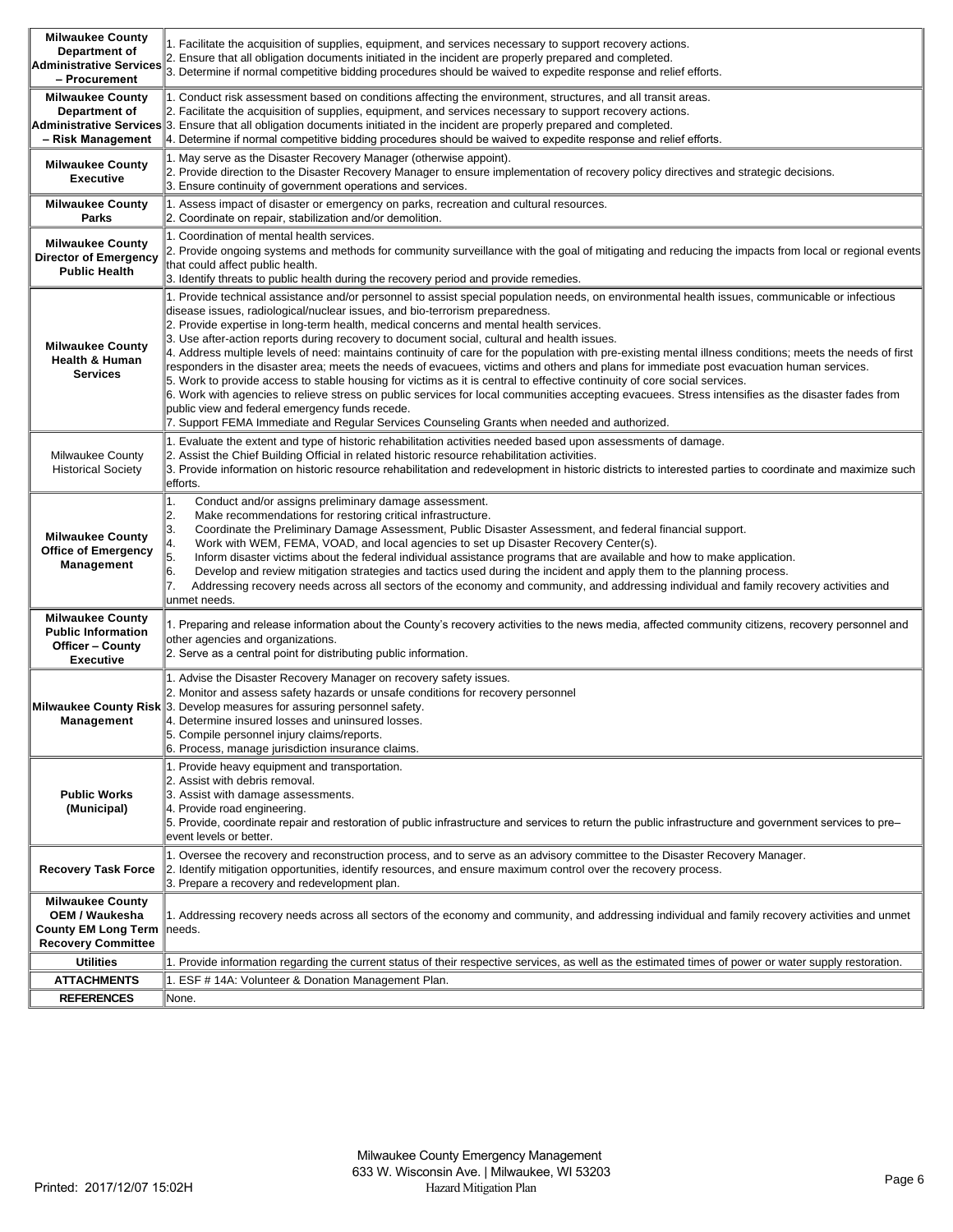| | |
|---|---|
| **Milwaukee County Department of Administrative Services – Procurement** | 1. Facilitate the acquisition of supplies, equipment, and services necessary to support recovery actions.<br>2. Ensure that all obligation documents initiated in the incident are properly prepared and completed.<br>3. Determine if normal competitive bidding procedures should be waived to expedite response and relief efforts. |
| **Milwaukee County Department of Administrative Services – Risk Management** | 1. Conduct risk assessment based on conditions affecting the environment, structures, and all transit areas.<br>2. Facilitate the acquisition of supplies, equipment, and services necessary to support recovery actions.<br>3. Ensure that all obligation documents initiated in the incident are properly prepared and completed.<br>4. Determine if normal competitive bidding procedures should be waived to expedite response and relief efforts. |
| **Milwaukee County Executive** | 1. May serve as the Disaster Recovery Manager (otherwise appoint).<br>2. Provide direction to the Disaster Recovery Manager to ensure implementation of recovery policy directives and strategic decisions.<br>3. Ensure continuity of government operations and services. |
| **Milwaukee County Parks** | 1. Assess impact of disaster or emergency on parks, recreation and cultural resources.<br>2. Coordinate on repair, stabilization and/or demolition. |
| **Milwaukee County Director of Emergency Public Health** | 1. Coordination of mental health services.<br>2. Provide ongoing systems and methods for community surveillance with the goal of mitigating and reducing the impacts from local or regional events that could affect public health.<br>3. Identify threats to public health during the recovery period and provide remedies. |
| **Milwaukee County Health & Human Services** | 1. Provide technical assistance and/or personnel to assist special population needs, on environmental health issues, communicable or infectious disease issues, radiological/nuclear issues, and bio-terrorism preparedness.<br>2. Provide expertise in long-term health, medical concerns and mental health services.<br>3. Use after-action reports during recovery to document social, cultural and health issues.<br>4. Address multiple levels of need: maintains continuity of care for the population with pre-existing mental illness conditions; meets the needs of first responders in the disaster area; meets the needs of evacuees, victims and others and plans for immediate post evacuation human services.<br>5. Work to provide access to stable housing for victims as it is central to effective continuity of core social services.<br>6. Work with agencies to relieve stress on public services for local communities accepting evacuees. Stress intensifies as the disaster fades from public view and federal emergency funds recede.<br>7. Support FEMA Immediate and Regular Services Counseling Grants when needed and authorized. |
| Milwaukee County Historical Society | 1. Evaluate the extent and type of historic rehabilitation activities needed based upon assessments of damage.<br>2. Assist the Chief Building Official in related historic resource rehabilitation activities.<br>3. Provide information on historic resource rehabilitation and redevelopment in historic districts to interested parties to coordinate and maximize such efforts. |
| **Milwaukee County Office of Emergency Management** | 1. Conduct and/or assigns preliminary damage assessment.<br>2. Make recommendations for restoring critical infrastructure.<br>3. Coordinate the Preliminary Damage Assessment, Public Disaster Assessment, and federal financial support.<br>4. Work with WEM, FEMA, VOAD, and local agencies to set up Disaster Recovery Center(s).<br>5. Inform disaster victims about the federal individual assistance programs that are available and how to make application.<br>6. Develop and review mitigation strategies and tactics used during the incident and apply them to the planning process.<br>7. Addressing recovery needs across all sectors of the economy and community, and addressing individual and family recovery activities and unmet needs. |
| **Milwaukee County Public Information Officer – County Executive** | 1. Preparing and release information about the County's recovery activities to the news media, affected community citizens, recovery personnel and other agencies and organizations.<br>2. Serve as a central point for distributing public information. |
| **Milwaukee County Risk Management** | 1. Advise the Disaster Recovery Manager on recovery safety issues.<br>2. Monitor and assess safety hazards or unsafe conditions for recovery personnel<br>3. Develop measures for assuring personnel safety.<br>4. Determine insured losses and uninsured losses.<br>5. Compile personnel injury claims/reports.<br>6. Process, manage jurisdiction insurance claims. |
| **Public Works (Municipal)** | 1. Provide heavy equipment and transportation.<br>2. Assist with debris removal.<br>3. Assist with damage assessments.<br>4. Provide road engineering.<br>5. Provide, coordinate repair and restoration of public infrastructure and services to return the public infrastructure and government services to pre–event levels or better. |
| **Recovery Task Force** | 1. Oversee the recovery and reconstruction process, and to serve as an advisory committee to the Disaster Recovery Manager.<br>2. Identify mitigation opportunities, identify resources, and ensure maximum control over the recovery process.<br>3. Prepare a recovery and redevelopment plan. |
| **Milwaukee County OEM / Waukesha County EM Long Term Recovery Committee** | 1. Addressing recovery needs across all sectors of the economy and community, and addressing individual and family recovery activities and unmet needs. |
| **Utilities** | 1. Provide information regarding the current status of their respective services, as well as the estimated times of power or water supply restoration. |
| **ATTACHMENTS** | 1. ESF # 14A: Volunteer & Donation Management Plan. |
| **REFERENCES** | None. |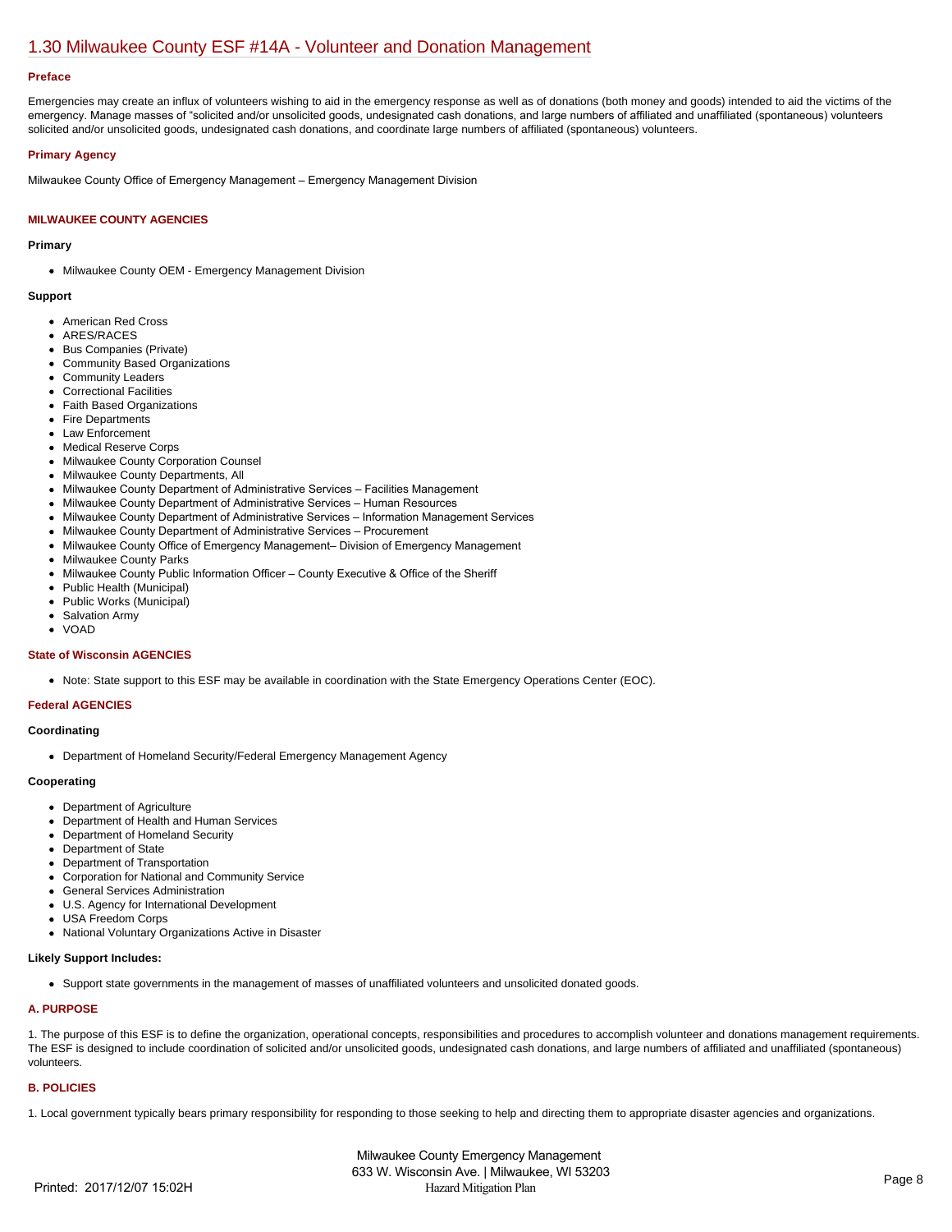# 1.30 Milwaukee County ESF #14A - Volunteer and Donation Management

### Preface

Emergencies may create an influx of volunteers wishing to aid in the emergency response as well as of donations (both money and goods) intended to aid the victims of the emergency. Manage masses of "solicited and/or unsolicited goods, undesignated cash donations, and large numbers of affiliated and unaffiliated (spontaneous) volunteers solicited and/or unsolicited goods, undesignated cash donations, and coordinate large numbers of affiliated (spontaneous) volunteers.

### Primary Agency

Milwaukee County Office of Emergency Management – Emergency Management Division

### MILWAUKEE COUNTY AGENCIES

#### Primary

- Milwaukee County OEM - Emergency Management Division

#### Support

- American Red Cross
- ARES/RACES
- Bus Companies (Private)
- Community Based Organizations
- Community Leaders
- Correctional Facilities
- Faith Based Organizations
- Fire Departments
- Law Enforcement
- Medical Reserve Corps
- Milwaukee County Corporation Counsel
- Milwaukee County Departments, All
- Milwaukee County Department of Administrative Services – Facilities Management
- Milwaukee County Department of Administrative Services – Human Resources
- Milwaukee County Department of Administrative Services – Information Management Services
- Milwaukee County Department of Administrative Services – Procurement
- Milwaukee County Office of Emergency Management– Division of Emergency Management
- Milwaukee County Parks
- Milwaukee County Public Information Officer – County Executive & Office of the Sheriff
- Public Health (Municipal)
- Public Works (Municipal)
- Salvation Army
- VOAD

### State of Wisconsin AGENCIES

- Note: State support to this ESF may be available in coordination with the State Emergency Operations Center (EOC).

### Federal AGENCIES

#### Coordinating

- Department of Homeland Security/Federal Emergency Management Agency

#### Cooperating

- Department of Agriculture
- Department of Health and Human Services
- Department of Homeland Security
- Department of State
- Department of Transportation
- Corporation for National and Community Service
- General Services Administration
- U.S. Agency for International Development
- USA Freedom Corps
- National Voluntary Organizations Active in Disaster

#### Likely Support Includes:

- Support state governments in the management of masses of unaffiliated volunteers and unsolicited donated goods.

### A. PURPOSE

1. The purpose of this ESF is to define the organization, operational concepts, responsibilities and procedures to accomplish volunteer and donations management requirements. The ESF is designed to include coordination of solicited and/or unsolicited goods, undesignated cash donations, and large numbers of affiliated and unaffiliated (spontaneous) volunteers.

### B. POLICIES

1. Local government typically bears primary responsibility for responding to those seeking to help and directing them to appropriate disaster agencies and organizations.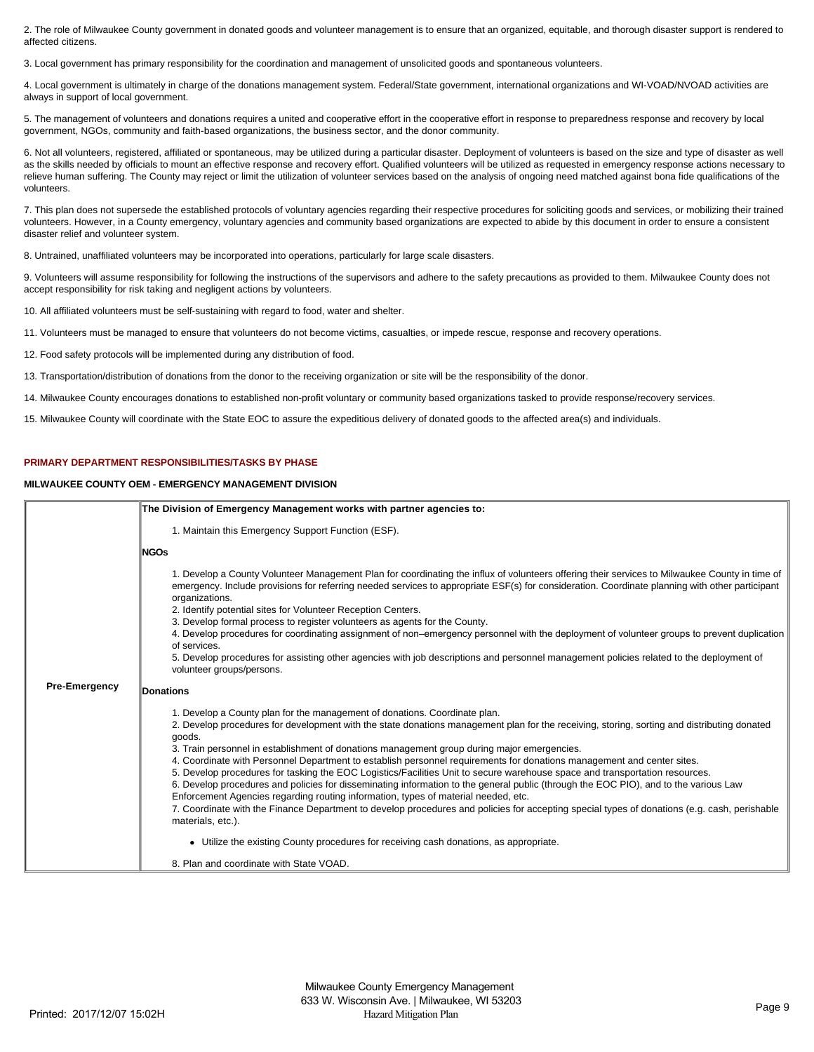2. The role of Milwaukee County government in donated goods and volunteer management is to ensure that an organized, equitable, and thorough disaster support is rendered to affected citizens.

3. Local government has primary responsibility for the coordination and management of unsolicited goods and spontaneous volunteers.

4. Local government is ultimately in charge of the donations management system. Federal/State government, international organizations and WI-VOAD/NVOAD activities are always in support of local government.

5. The management of volunteers and donations requires a united and cooperative effort in the cooperative effort in response to preparedness response and recovery by local government, NGOs, community and faith-based organizations, the business sector, and the donor community.

6. Not all volunteers, registered, affiliated or spontaneous, may be utilized during a particular disaster. Deployment of volunteers is based on the size and type of disaster as well as the skills needed by officials to mount an effective response and recovery effort. Qualified volunteers will be utilized as requested in emergency response actions necessary to relieve human suffering. The County may reject or limit the utilization of volunteer services based on the analysis of ongoing need matched against bona fide qualifications of the volunteers.

7. This plan does not supersede the established protocols of voluntary agencies regarding their respective procedures for soliciting goods and services, or mobilizing their trained volunteers. However, in a County emergency, voluntary agencies and community based organizations are expected to abide by this document in order to ensure a consistent disaster relief and volunteer system.

8. Untrained, unaffiliated volunteers may be incorporated into operations, particularly for large scale disasters.

9. Volunteers will assume responsibility for following the instructions of the supervisors and adhere to the safety precautions as provided to them. Milwaukee County does not accept responsibility for risk taking and negligent actions by volunteers.

10. All affiliated volunteers must be self-sustaining with regard to food, water and shelter.

11. Volunteers must be managed to ensure that volunteers do not become victims, casualties, or impede rescue, response and recovery operations.

12. Food safety protocols will be implemented during any distribution of food.

13. Transportation/distribution of donations from the donor to the receiving organization or site will be the responsibility of the donor.

14. Milwaukee County encourages donations to established non-profit voluntary or community based organizations tasked to provide response/recovery services.

15. Milwaukee County will coordinate with the State EOC to assure the expeditious delivery of donated goods to the affected area(s) and individuals.

## PRIMARY DEPARTMENT RESPONSIBILITIES/TASKS BY PHASE

### MILWAUKEE COUNTY OEM - EMERGENCY MANAGEMENT DIVISION

| | |
|---|---|
| **Pre-Emergency** | **The Division of Emergency Management works with partner agencies to:**<br><br>1. Maintain this Emergency Support Function (ESF).<br><br>**NGOs**<br><br>1. Develop a County Volunteer Management Plan for coordinating the influx of volunteers offering their services to Milwaukee County in time of emergency. Include provisions for referring needed services to appropriate ESF(s) for consideration. Coordinate planning with other participant organizations.<br>2. Identify potential sites for Volunteer Reception Centers.<br>3. Develop formal process to register volunteers as agents for the County.<br>4. Develop procedures for coordinating assignment of non–emergency personnel with the deployment of volunteer groups to prevent duplication of services.<br>5. Develop procedures for assisting other agencies with job descriptions and personnel management policies related to the deployment of volunteer groups/persons.<br><br>**Donations**<br><br>1. Develop a County plan for the management of donations. Coordinate plan.<br>2. Develop procedures for development with the state donations management plan for the receiving, storing, sorting and distributing donated goods.<br>3. Train personnel in establishment of donations management group during major emergencies.<br>4. Coordinate with Personnel Department to establish personnel requirements for donations management and center sites.<br>5. Develop procedures for tasking the EOC Logistics/Facilities Unit to secure warehouse space and transportation resources.<br>6. Develop procedures and policies for disseminating information to the general public (through the EOC PIO), and to the various Law Enforcement Agencies regarding routing information, types of material needed, etc.<br>7. Coordinate with the Finance Department to develop procedures and policies for accepting special types of donations (e.g. cash, perishable materials, etc.).<br><br>- Utilize the existing County procedures for receiving cash donations, as appropriate.<br><br>8. Plan and coordinate with State VOAD. |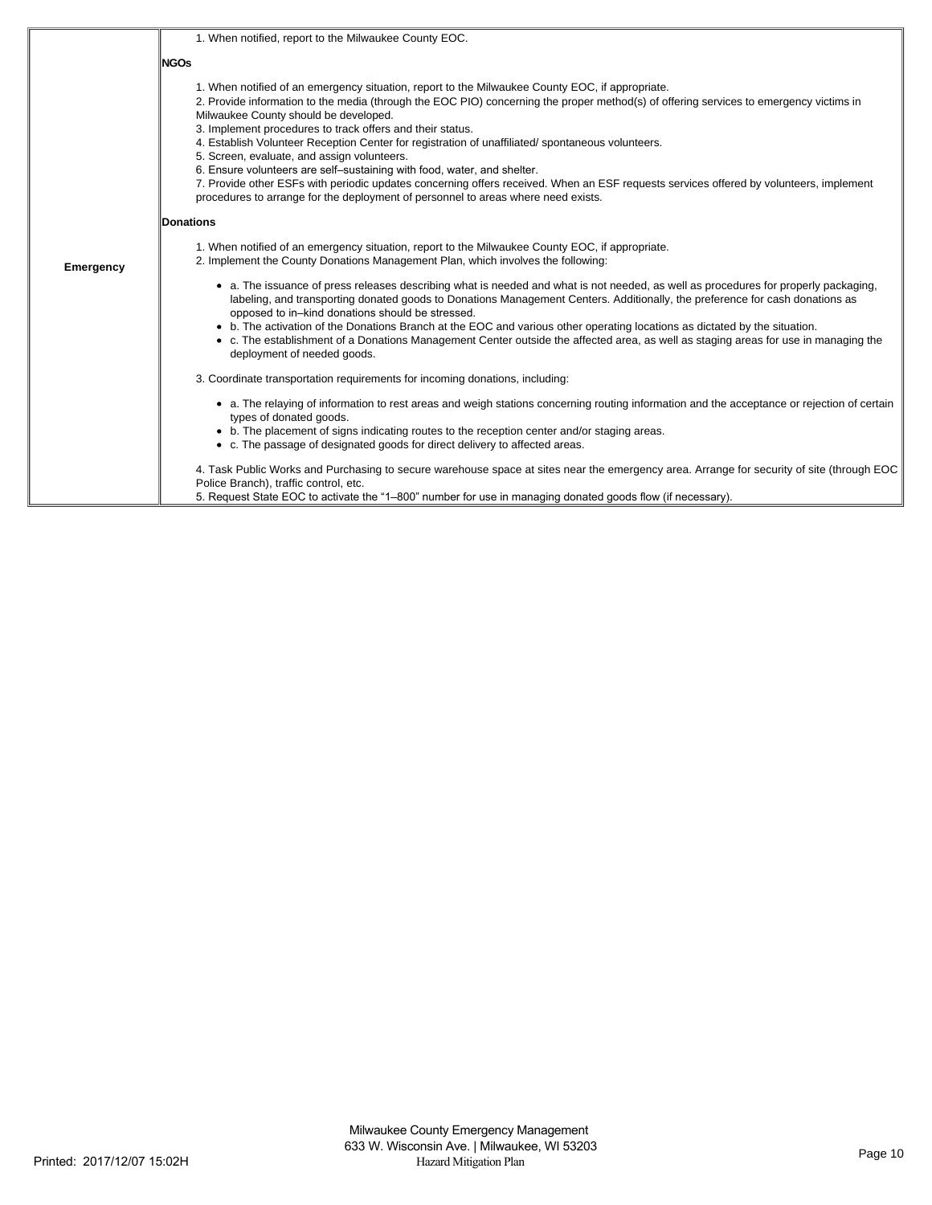| | |
|---|---|
| Emergency | 1. When notified, report to the Milwaukee County EOC.<br><br>**NGOs**<br><br>1. When notified of an emergency situation, report to the Milwaukee County EOC, if appropriate.<br>2. Provide information to the media (through the EOC PIO) concerning the proper method(s) of offering services to emergency victims in Milwaukee County should be developed.<br>3. Implement procedures to track offers and their status.<br>4. Establish Volunteer Reception Center for registration of unaffiliated/ spontaneous volunteers.<br>5. Screen, evaluate, and assign volunteers.<br>6. Ensure volunteers are self–sustaining with food, water, and shelter.<br>7. Provide other ESFs with periodic updates concerning offers received. When an ESF requests services offered by volunteers, implement procedures to arrange for the deployment of personnel to areas where need exists.<br><br>**Donations**<br><br>1. When notified of an emergency situation, report to the Milwaukee County EOC, if appropriate.<br>2. Implement the County Donations Management Plan, which involves the following:<br><br>• a. The issuance of press releases describing what is needed and what is not needed, as well as procedures for properly packaging, labeling, and transporting donated goods to Donations Management Centers. Additionally, the preference for cash donations as opposed to in–kind donations should be stressed.<br>• b. The activation of the Donations Branch at the EOC and various other operating locations as dictated by the situation.<br>• c. The establishment of a Donations Management Center outside the affected area, as well as staging areas for use in managing the deployment of needed goods.<br><br>3. Coordinate transportation requirements for incoming donations, including:<br><br>• a. The relaying of information to rest areas and weigh stations concerning routing information and the acceptance or rejection of certain types of donated goods.<br>• b. The placement of signs indicating routes to the reception center and/or staging areas.<br>• c. The passage of designated goods for direct delivery to affected areas.<br><br>4. Task Public Works and Purchasing to secure warehouse space at sites near the emergency area. Arrange for security of site (through EOC Police Branch), traffic control, etc.<br>5. Request State EOC to activate the "1–800" number for use in managing donated goods flow (if necessary). |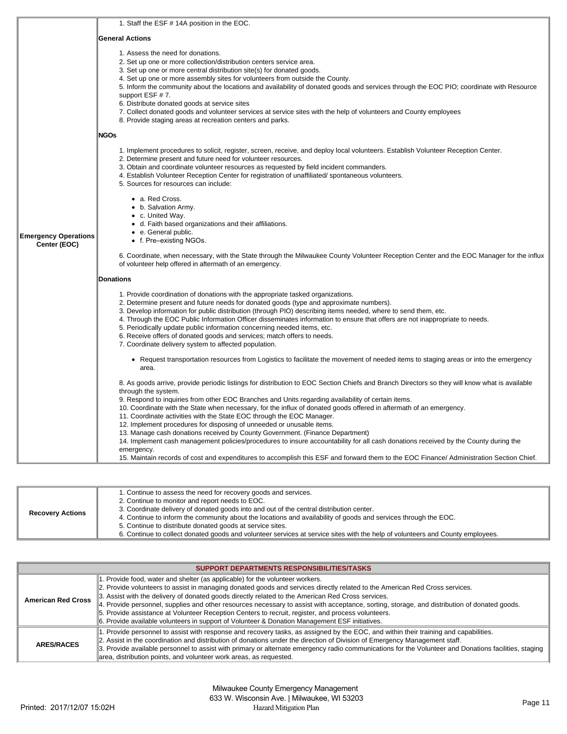| | |
|---|---|
| **Emergency Operations Center (EOC)** | 1. Staff the ESF # 14A position in the EOC.<br><br>**General Actions**<br><br>1. Assess the need for donations.<br>2. Set up one or more collection/distribution centers service area.<br>3. Set up one or more central distribution site(s) for donated goods.<br>4. Set up one or more assembly sites for volunteers from outside the County.<br>5. Inform the community about the locations and availability of donated goods and services through the EOC PIO; coordinate with Resource support ESF # 7.<br>6. Distribute donated goods at service sites<br>7. Collect donated goods and volunteer services at service sites with the help of volunteers and County employees<br>8. Provide staging areas at recreation centers and parks.<br><br>**NGOs**<br><br>1. Implement procedures to solicit, register, screen, receive, and deploy local volunteers. Establish Volunteer Reception Center.<br>2. Determine present and future need for volunteer resources.<br>3. Obtain and coordinate volunteer resources as requested by field incident commanders.<br>4. Establish Volunteer Reception Center for registration of unaffiliated/ spontaneous volunteers.<br>5. Sources for resources can include:<br><br>• a. Red Cross.<br>• b. Salvation Army.<br>• c. United Way.<br>• d. Faith based organizations and their affiliations.<br>• e. General public.<br>• f. Pre–existing NGOs.<br><br>6. Coordinate, when necessary, with the State through the Milwaukee County Volunteer Reception Center and the EOC Manager for the influx of volunteer help offered in aftermath of an emergency.<br><br>**Donations**<br><br>1. Provide coordination of donations with the appropriate tasked organizations.<br>2. Determine present and future needs for donated goods (type and approximate numbers).<br>3. Develop information for public distribution (through PIO) describing items needed, where to send them, etc.<br>4. Through the EOC Public Information Officer disseminates information to ensure that offers are not inappropriate to needs.<br>5. Periodically update public information concerning needed items, etc.<br>6. Receive offers of donated goods and services; match offers to needs.<br>7. Coordinate delivery system to affected population.<br><br>• Request transportation resources from Logistics to facilitate the movement of needed items to staging areas or into the emergency area.<br><br>8. As goods arrive, provide periodic listings for distribution to EOC Section Chiefs and Branch Directors so they will know what is available through the system.<br>9. Respond to inquiries from other EOC Branches and Units regarding availability of certain items.<br>10. Coordinate with the State when necessary, for the influx of donated goods offered in aftermath of an emergency.<br>11. Coordinate activities with the State EOC through the EOC Manager.<br>12. Implement procedures for disposing of unneeded or unusable items.<br>13. Manage cash donations received by County Government. (Finance Department)<br>14. Implement cash management policies/procedures to insure accountability for all cash donations received by the County during the emergency.<br>15. Maintain records of cost and expenditures to accomplish this ESF and forward them to the EOC Finance/ Administration Section Chief. |

| | |
|---|---|
| **Recovery Actions** | 1. Continue to assess the need for recovery goods and services.<br>2. Continue to monitor and report needs to EOC.<br>3. Coordinate delivery of donated goods into and out of the central distribution center.<br>4. Continue to inform the community about the locations and availability of goods and services through the EOC.<br>5. Continue to distribute donated goods at service sites.<br>6. Continue to collect donated goods and volunteer services at service sites with the help of volunteers and County employees. |

| SUPPORT DEPARTMENTS RESPONSIBILITIES/TASKS | |
|---|---|
| **American Red Cross** | 1. Provide food, water and shelter (as applicable) for the volunteer workers.<br>2. Provide volunteers to assist in managing donated goods and services directly related to the American Red Cross services.<br>3. Assist with the delivery of donated goods directly related to the American Red Cross services.<br>4. Provide personnel, supplies and other resources necessary to assist with acceptance, sorting, storage, and distribution of donated goods.<br>5. Provide assistance at Volunteer Reception Centers to recruit, register, and process volunteers.<br>6. Provide available volunteers in support of Volunteer & Donation Management ESF initiatives. |
| **ARES/RACES** | 1. Provide personnel to assist with response and recovery tasks, as assigned by the EOC, and within their training and capabilities.<br>2. Assist in the coordination and distribution of donations under the direction of Division of Emergency Management staff.<br>3. Provide available personnel to assist with primary or alternate emergency radio communications for the Volunteer and Donations facilities, staging area, distribution points, and volunteer work areas, as requested. |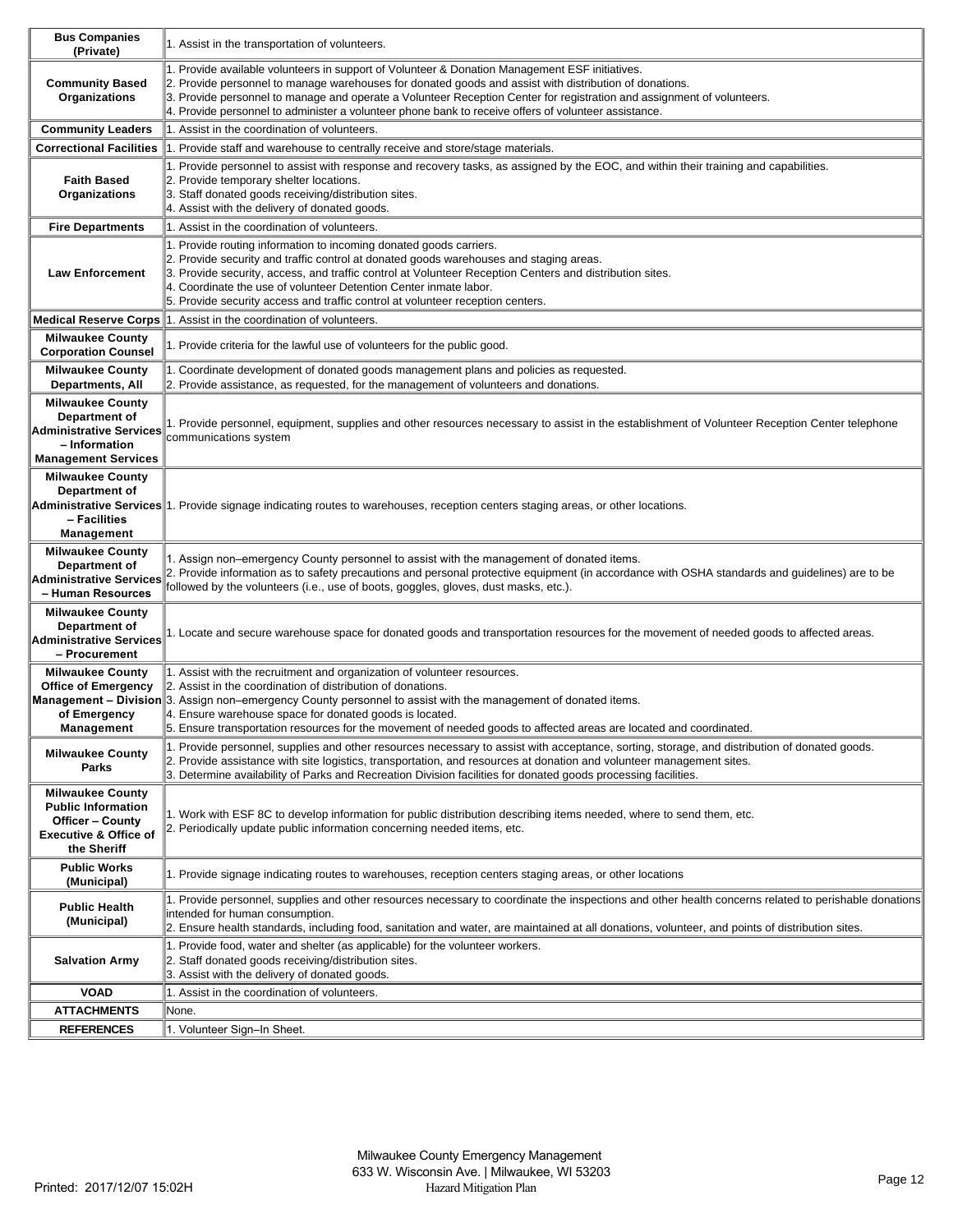| | |
|---|---|
| **Bus Companies (Private)** | 1. Assist in the transportation of volunteers. |
| **Community Based Organizations** | 1. Provide available volunteers in support of Volunteer & Donation Management ESF initiatives.<br>2. Provide personnel to manage warehouses for donated goods and assist with distribution of donations.<br>3. Provide personnel to manage and operate a Volunteer Reception Center for registration and assignment of volunteers.<br>4. Provide personnel to administer a volunteer phone bank to receive offers of volunteer assistance. |
| **Community Leaders** | 1. Assist in the coordination of volunteers. |
| **Correctional Facilities** | 1. Provide staff and warehouse to centrally receive and store/stage materials. |
| **Faith Based Organizations** | 1. Provide personnel to assist with response and recovery tasks, as assigned by the EOC, and within their training and capabilities.<br>2. Provide temporary shelter locations.<br>3. Staff donated goods receiving/distribution sites.<br>4. Assist with the delivery of donated goods. |
| **Fire Departments** | 1. Assist in the coordination of volunteers. |
| **Law Enforcement** | 1. Provide routing information to incoming donated goods carriers.<br>2. Provide security and traffic control at donated goods warehouses and staging areas.<br>3. Provide security, access, and traffic control at Volunteer Reception Centers and distribution sites.<br>4. Coordinate the use of volunteer Detention Center inmate labor.<br>5. Provide security access and traffic control at volunteer reception centers. |
| **Medical Reserve Corps** | 1. Assist in the coordination of volunteers. |
| **Milwaukee County Corporation Counsel** | 1. Provide criteria for the lawful use of volunteers for the public good. |
| **Milwaukee County Departments, All** | 1. Coordinate development of donated goods management plans and policies as requested.<br>2. Provide assistance, as requested, for the management of volunteers and donations. |
| **Milwaukee County Department of Administrative Services – Information Management Services** | 1. Provide personnel, equipment, supplies and other resources necessary to assist in the establishment of Volunteer Reception Center telephone communications system |
| **Milwaukee County Department of Administrative Services – Facilities Management** | 1. Provide signage indicating routes to warehouses, reception centers staging areas, or other locations. |
| **Milwaukee County Department of Administrative Services – Human Resources** | 1. Assign non–emergency County personnel to assist with the management of donated items.<br>2. Provide information as to safety precautions and personal protective equipment (in accordance with OSHA standards and guidelines) are to be followed by the volunteers (i.e., use of boots, goggles, gloves, dust masks, etc.). |
| **Milwaukee County Department of Administrative Services – Procurement** | 1. Locate and secure warehouse space for donated goods and transportation resources for the movement of needed goods to affected areas. |
| **Milwaukee County Office of Emergency Management – Division of Emergency Management** | 1. Assist with the recruitment and organization of volunteer resources.<br>2. Assist in the coordination of distribution of donations.<br>3. Assign non–emergency County personnel to assist with the management of donated items.<br>4. Ensure warehouse space for donated goods is located.<br>5. Ensure transportation resources for the movement of needed goods to affected areas are located and coordinated. |
| **Milwaukee County Parks** | 1. Provide personnel, supplies and other resources necessary to assist with acceptance, sorting, storage, and distribution of donated goods.<br>2. Provide assistance with site logistics, transportation, and resources at donation and volunteer management sites.<br>3. Determine availability of Parks and Recreation Division facilities for donated goods processing facilities. |
| **Milwaukee County Public Information Officer – County Executive & Office of the Sheriff** | 1. Work with ESF 8C to develop information for public distribution describing items needed, where to send them, etc.<br>2. Periodically update public information concerning needed items, etc. |
| **Public Works (Municipal)** | 1. Provide signage indicating routes to warehouses, reception centers staging areas, or other locations |
| **Public Health (Municipal)** | 1. Provide personnel, supplies and other resources necessary to coordinate the inspections and other health concerns related to perishable donations intended for human consumption.<br>2. Ensure health standards, including food, sanitation and water, are maintained at all donations, volunteer, and points of distribution sites. |
| **Salvation Army** | 1. Provide food, water and shelter (as applicable) for the volunteer workers.<br>2. Staff donated goods receiving/distribution sites.<br>3. Assist with the delivery of donated goods. |
| **VOAD** | 1. Assist in the coordination of volunteers. |
| **ATTACHMENTS** | None. |
| **REFERENCES** | 1. Volunteer Sign–In Sheet. |